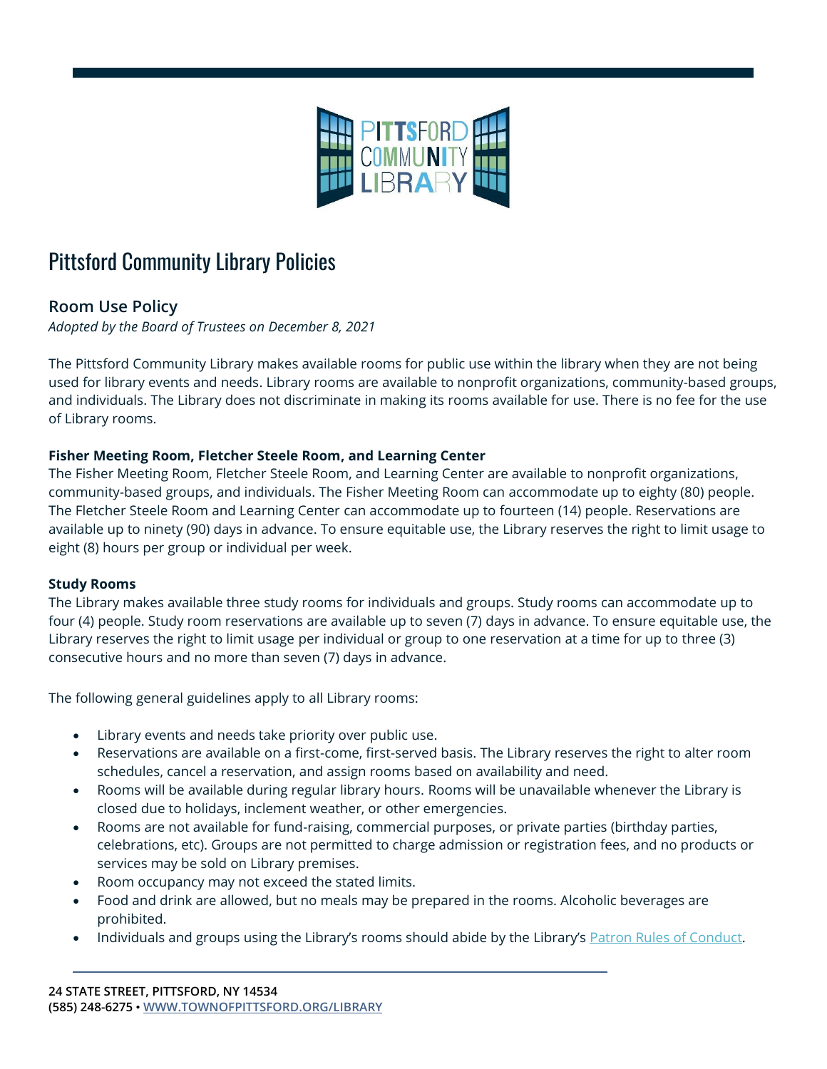# Pittsford Community Library Policies

## Room Use Policy

*Adopted by the Board of Trustees on December 8, 2021*

The Pittsford Community Library makes available rooms for public use within the library when they are not being used for library events and needs. Library rooms are available to nonprofit organizations, community-based groups, and individuals. The Library does not discriminate in making its rooms available for use. There is no fee for the use of Library rooms.

**Fisher Meeting Room, Fletcher Steele Room, and Learning Center**

The Fisher Meeting Room, Fletcher Steele Room, and Learning Center are available to nonprofit organizations, community-based groups, and individuals. The Fisher Meeting Room can accommodate up to eighty (80) people. The Fletcher Steele Room and Learning Center can accommodate up to fourteen (14) people. Reservations are available up to ninety (90) days in advance. To ensure equitable use, the Library reserves the right to limit usage to eight (8) hours per group or individual per week.

**Study Rooms**

The Library makes available three study rooms for individuals and groups. Study rooms can accommodate up to four (4) people. Study room reservations are available up to seven (7) days in advance. To ensure equitable use, the Library reserves the right to limit usage per individual or group to one reservation at a time for up to three (3) consecutive hours and no more than seven (7) days in advance.

The following general guidelines apply to all Library rooms:

- Library events and needs take priority over public use.
- Reservations are available on a first-come, first-served basis. The Library reserves the right to alter room schedules, cancel a reservation, and assign rooms based on availability and need.
- Rooms will be available during regular library hours. Rooms will be unavailable whenever the Library is closed due to holidays, inclement weather, or other emergencies.
- Rooms are not available for fund-raising, commercial purposes, or private parties (birthday parties, celebrations, etc). Groups are not permitted to charge admission or registration fees, and no products or services may be sold on Library premises.
- Room occupancy may not exceed the stated limits.
- Food and drink are allowed, but no meals may be prepared in the rooms. Alcoholic beverages are prohibited.
- Individuals and groups using the Library's rooms should abide by the Library's Patron Rules of Conduct.

**24 STATE STREET, PITTSFORD, NY 14534**
**(585) 248-6275 • WWW.TOWNOFPITTSFORD.ORG/LIBRARY**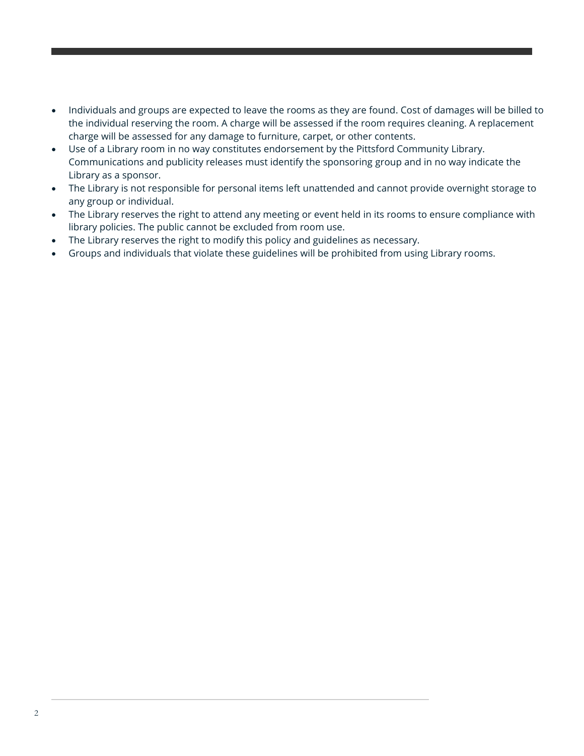- Individuals and groups are expected to leave the rooms as they are found. Cost of damages will be billed to the individual reserving the room. A charge will be assessed if the room requires cleaning. A replacement charge will be assessed for any damage to furniture, carpet, or other contents.
- Use of a Library room in no way constitutes endorsement by the Pittsford Community Library. Communications and publicity releases must identify the sponsoring group and in no way indicate the Library as a sponsor.
- The Library is not responsible for personal items left unattended and cannot provide overnight storage to any group or individual.
- The Library reserves the right to attend any meeting or event held in its rooms to ensure compliance with library policies. The public cannot be excluded from room use.
- The Library reserves the right to modify this policy and guidelines as necessary.
- Groups and individuals that violate these guidelines will be prohibited from using Library rooms.